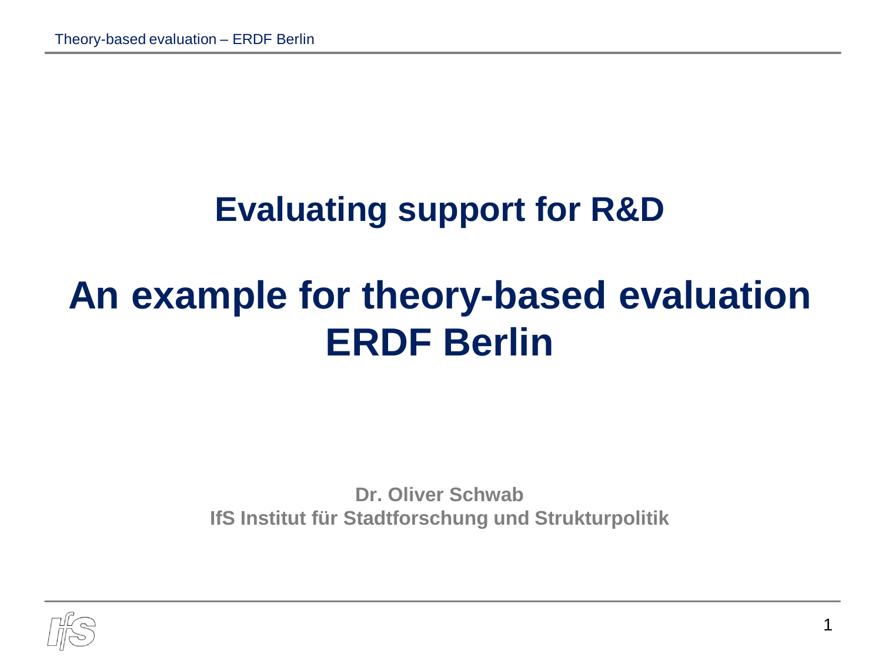# Evaluating support for R&D

# An example for theory-based evaluation ERDF Berlin

**Dr. Oliver Schwab**
**IfS Institut für Stadtforschung und Strukturpolitik**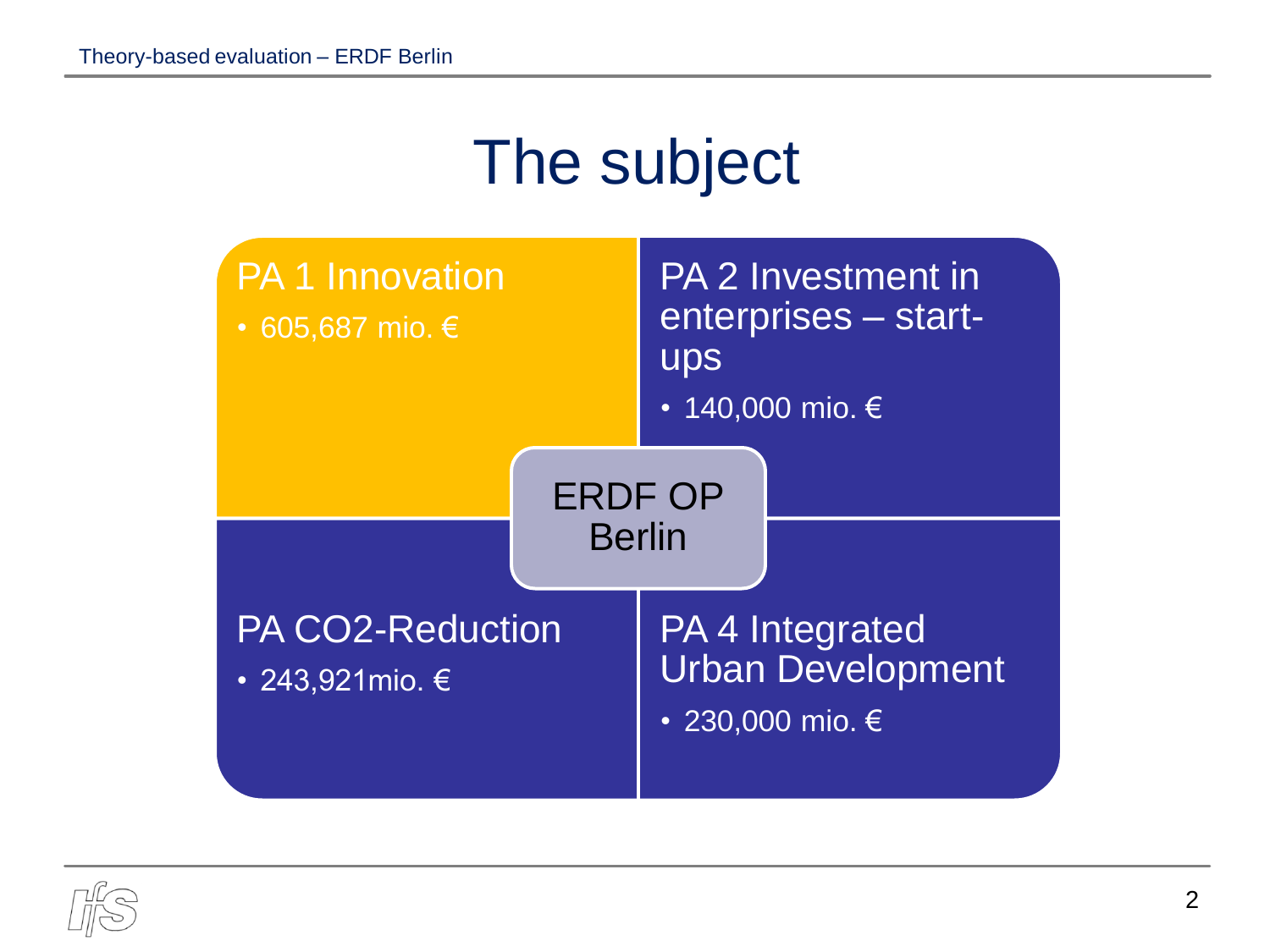# The subject

**ERDF OP Berlin**

## PA 1 Innovation

- 605,687 mio. €

## PA 2 Investment in enterprises – start-ups

- 140,000 mio. €

## PA CO2-Reduction

- 243,921mio. €

## PA 4 Integrated Urban Development

- 230,000 mio. €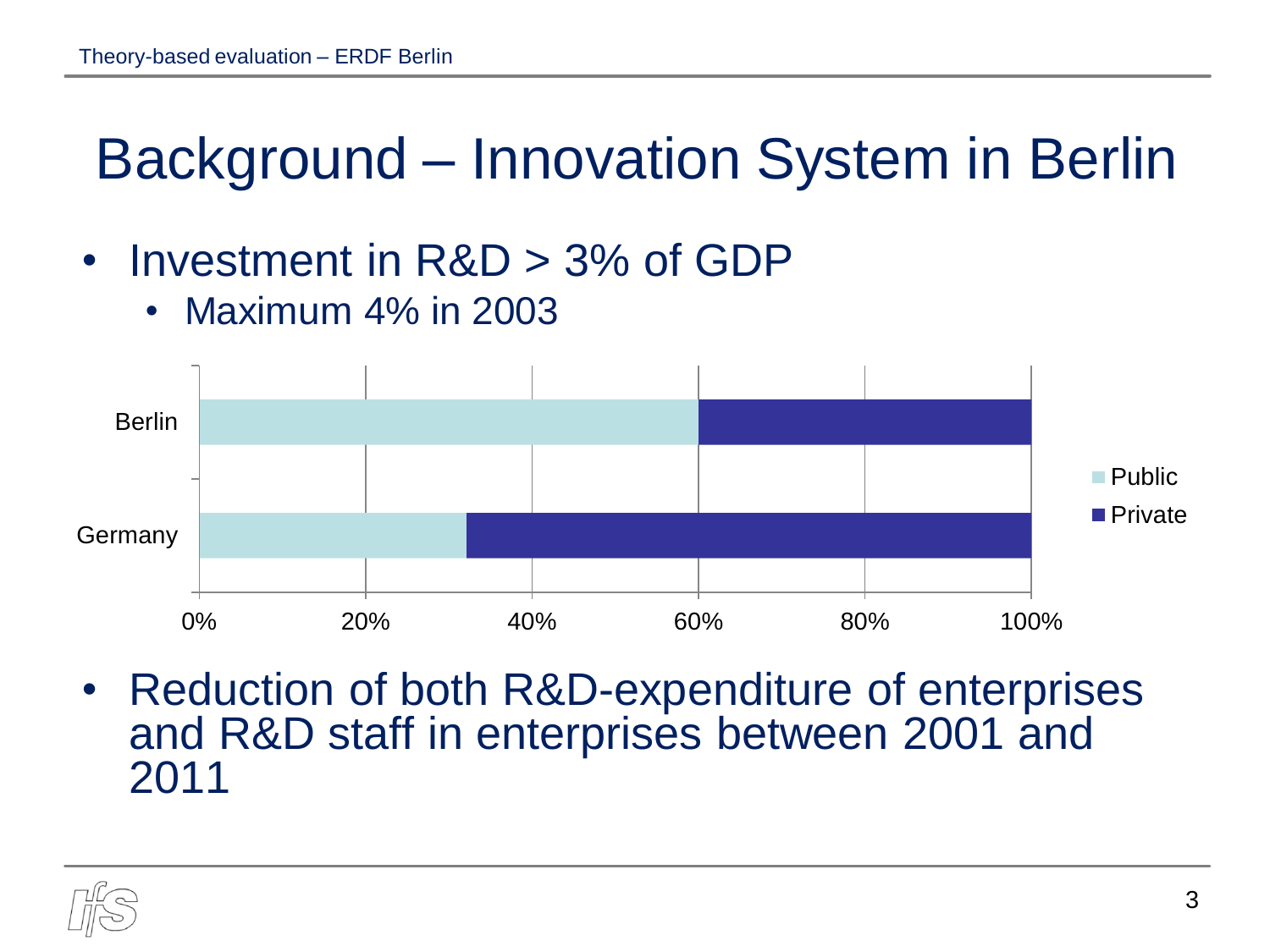# Background – Innovation System in Berlin

- Investment in R&D > 3% of GDP
  - Maximum 4% in 2003

| | Public | Private |
|---|---|---|
| Berlin | 60% | 40% |
| Germany | 32% | 68% |

- Reduction of both R&D-expenditure of enterprises and R&D staff in enterprises between 2001 and 2011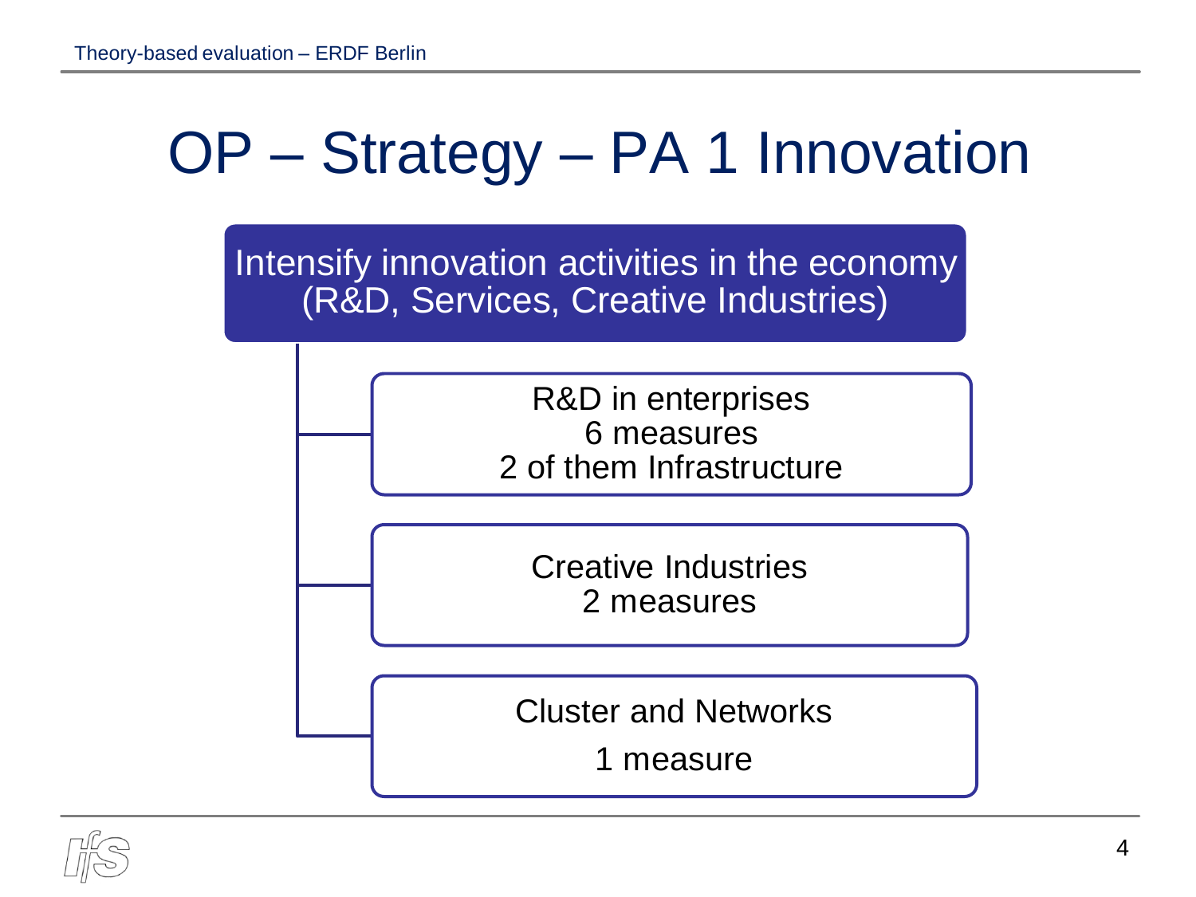# OP – Strategy – PA 1 Innovation

**Intensify innovation activities in the economy (R&D, Services, Creative Industries)**

- R&D in enterprises
  6 measures
  2 of them Infrastructure
- Creative Industries
  2 measures
- Cluster and Networks
  1 measure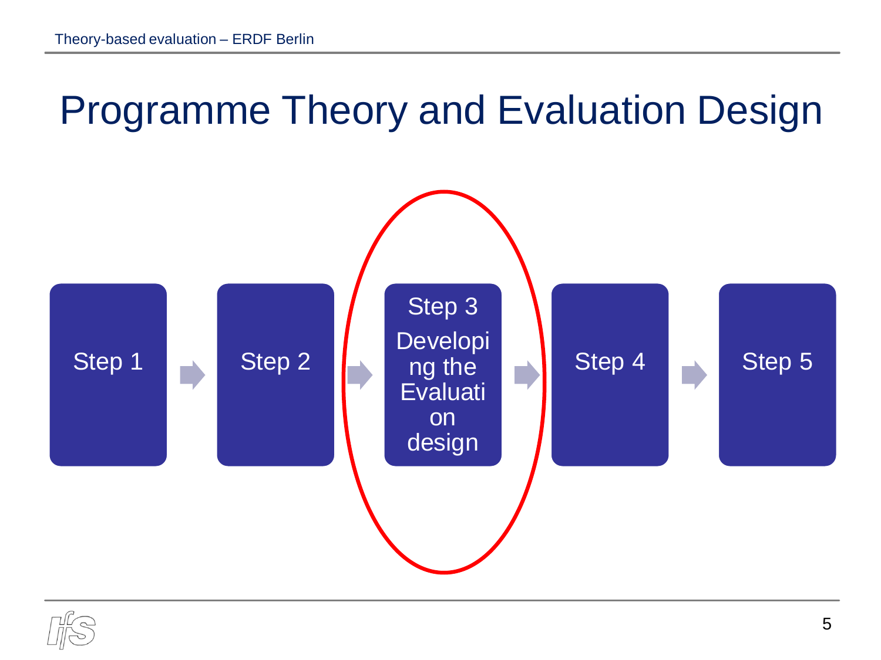# Programme Theory and Evaluation Design

Step 1 → Step 2 → Step 3 Developing the Evaluation design → Step 4 → Step 5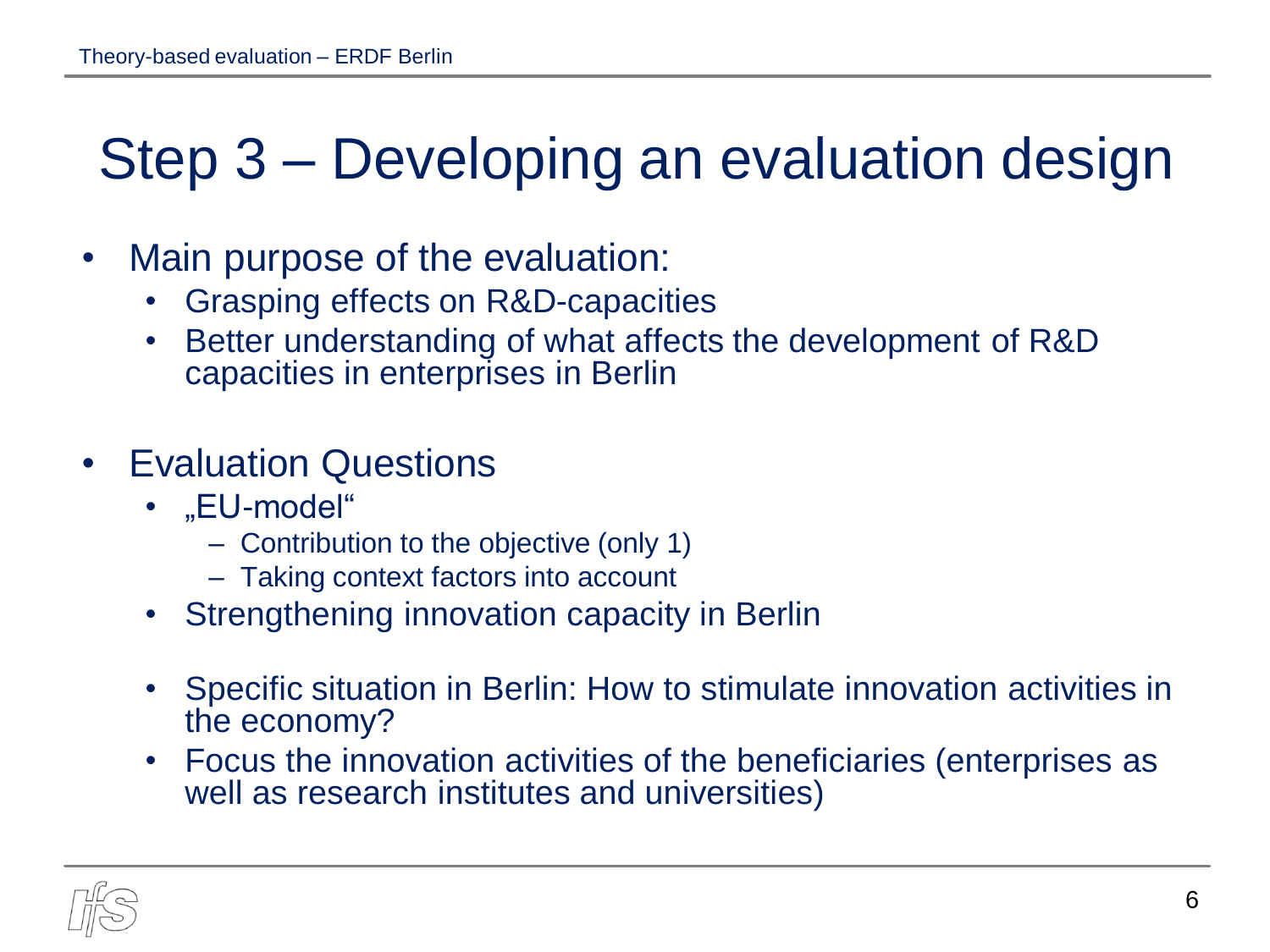# Step 3 – Developing an evaluation design

- Main purpose of the evaluation:
  - Grasping effects on R&D-capacities
  - Better understanding of what affects the development of R&D capacities in enterprises in Berlin

- Evaluation Questions
  - „EU-model“
    - Contribution to the objective (only 1)
    - Taking context factors into account
  - Strengthening innovation capacity in Berlin
  - Specific situation in Berlin: How to stimulate innovation activities in the economy?
  - Focus the innovation activities of the beneficiaries (enterprises as well as research institutes and universities)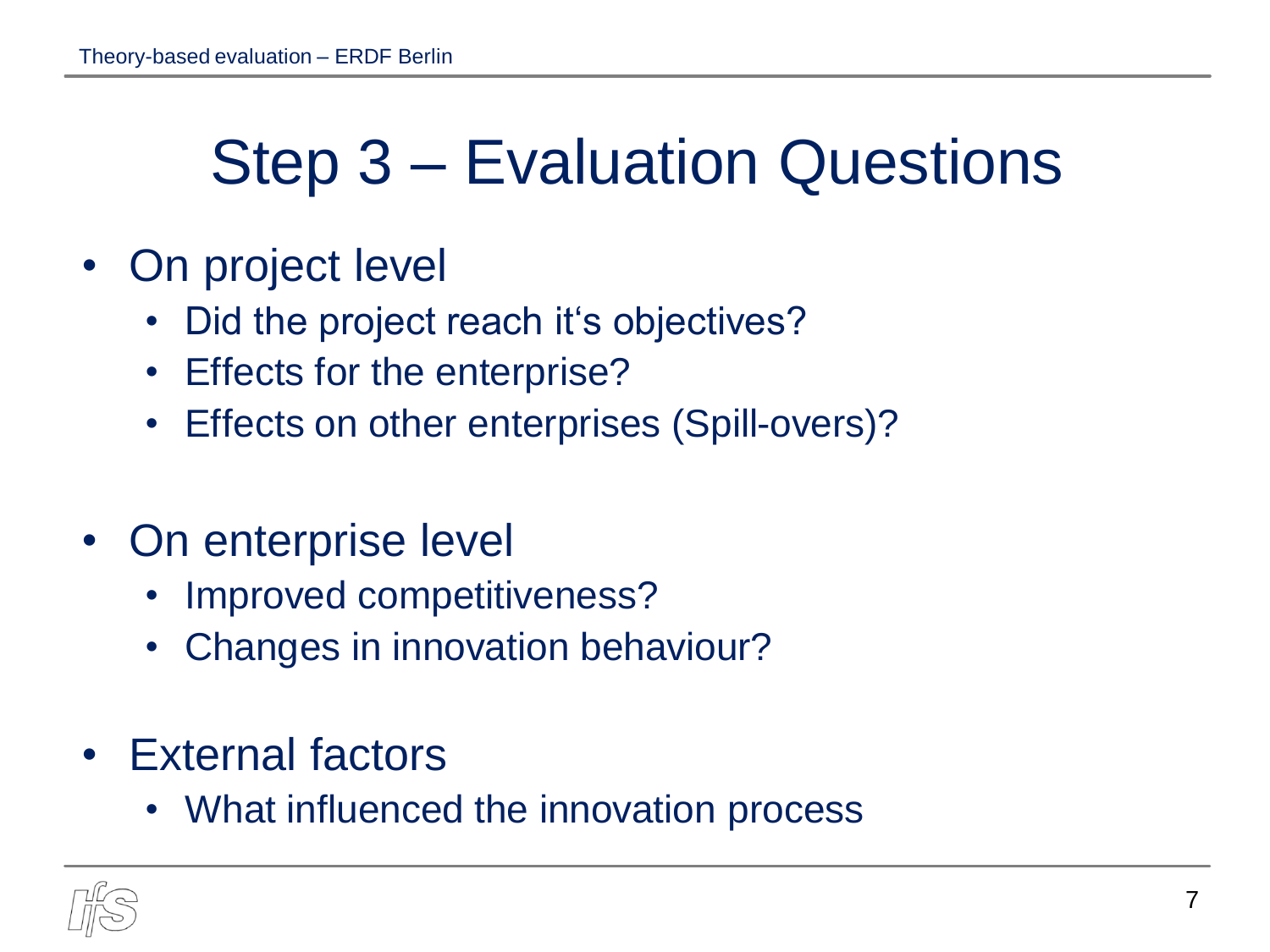# Step 3 – Evaluation Questions

- On project level
  - Did the project reach it‘s objectives?
  - Effects for the enterprise?
  - Effects on other enterprises (Spill-overs)?
- On enterprise level
  - Improved competitiveness?
  - Changes in innovation behaviour?
- External factors
  - What influenced the innovation process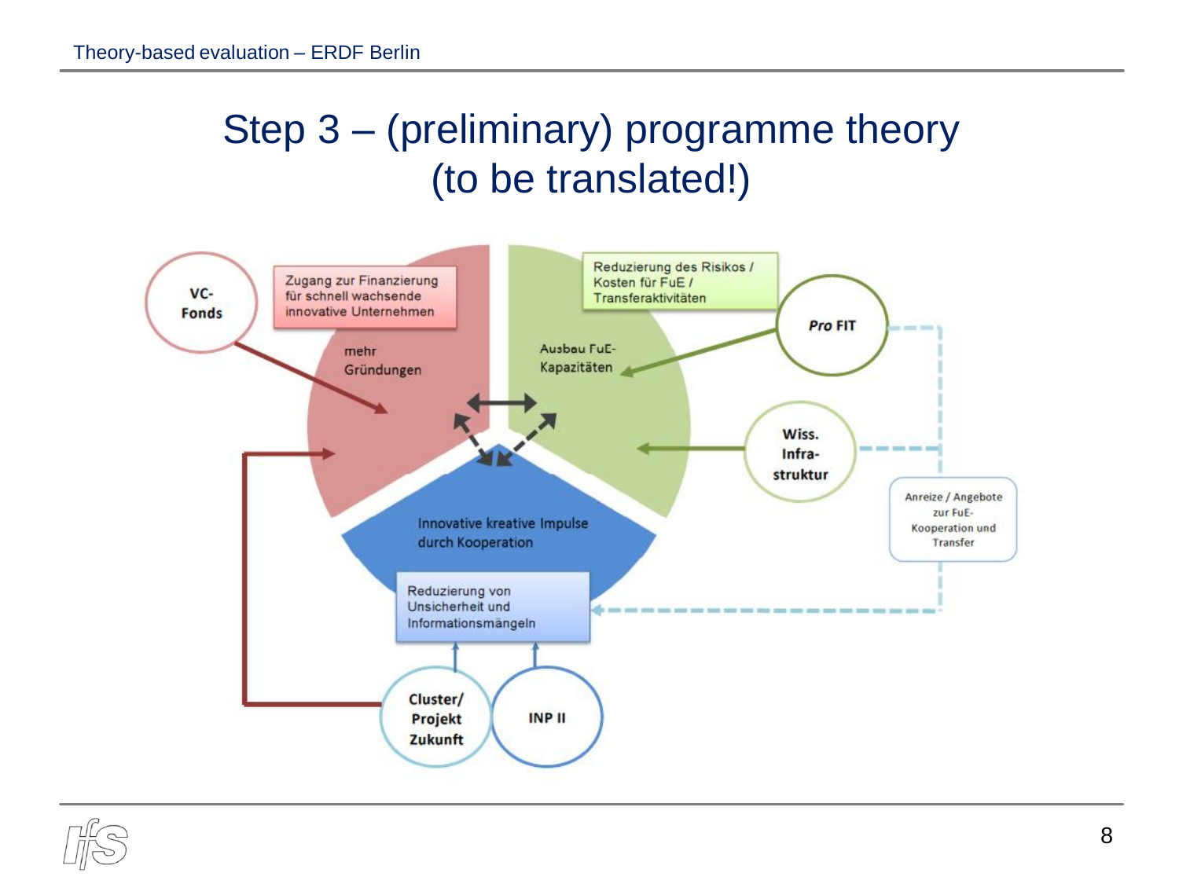# Step 3 – (preliminary) programme theory (to be translated!)

VC-Fonds

Zugang zur Finanzierung für schnell wachsende innovative Unternehmen

mehr Gründungen

Reduzierung des Risikos / Kosten für FuE / Transferaktivitäten

Ausbau FuE-Kapazitäten

*Pro* FIT

Wiss. Infra-struktur

Anreize / Angebote zur FuE-Kooperation und Transfer

Innovative kreative Impulse durch Kooperation

Reduzierung von Unsicherheit und Informationsmängeln

Cluster/ Projekt Zukunft

INP II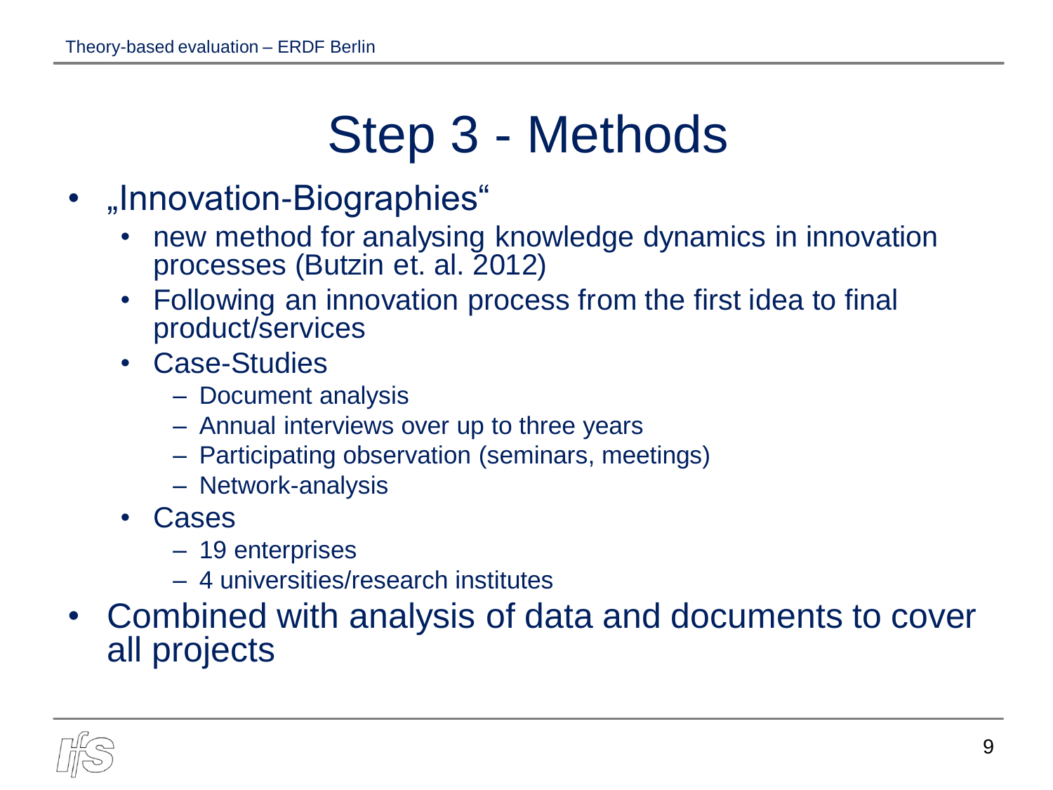# Step 3 - Methods

- „Innovation-Biographies“
  - new method for analysing knowledge dynamics in innovation processes (Butzin et. al. 2012)
  - Following an innovation process from the first idea to final product/services
  - Case-Studies
    - Document analysis
    - Annual interviews over up to three years
    - Participating observation (seminars, meetings)
    - Network-analysis
  - Cases
    - 19 enterprises
    - 4 universities/research institutes
- Combined with analysis of data and documents to cover all projects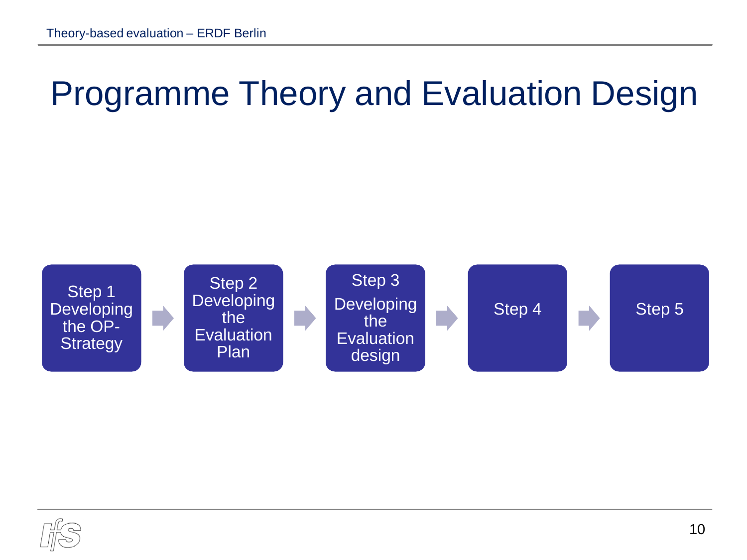# Programme Theory and Evaluation Design

Step 1 Developing the OP-Strategy → Step 2 Developing the Evaluation Plan → Step 3 Developing the Evaluation design → Step 4 → Step 5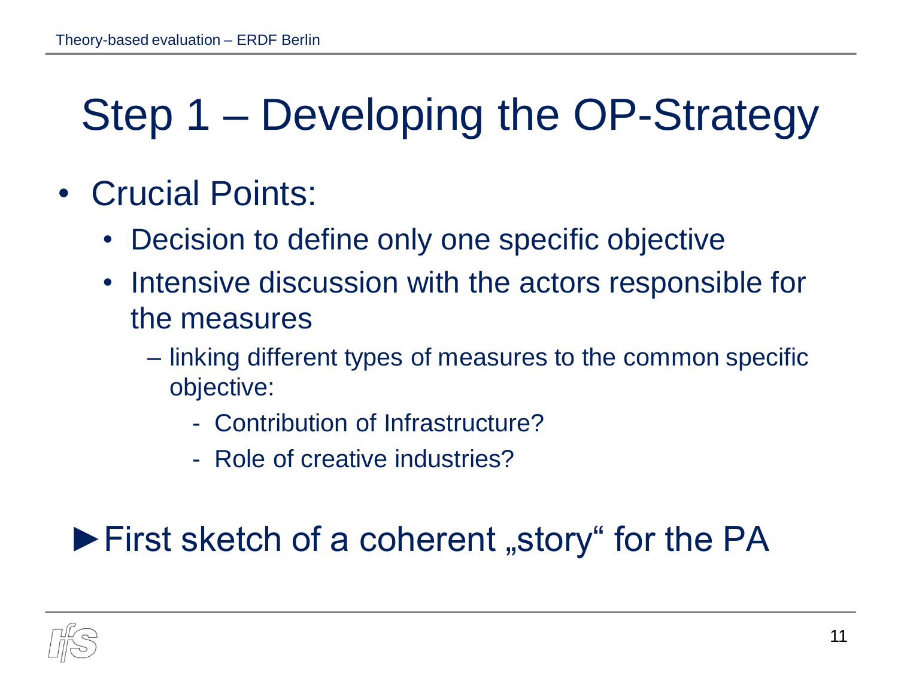# Step 1 – Developing the OP-Strategy

- Crucial Points:
  - Decision to define only one specific objective
  - Intensive discussion with the actors responsible for the measures
    - linking different types of measures to the common specific objective:
      - Contribution of Infrastructure?
      - Role of creative industries?

►First sketch of a coherent „story“ for the PA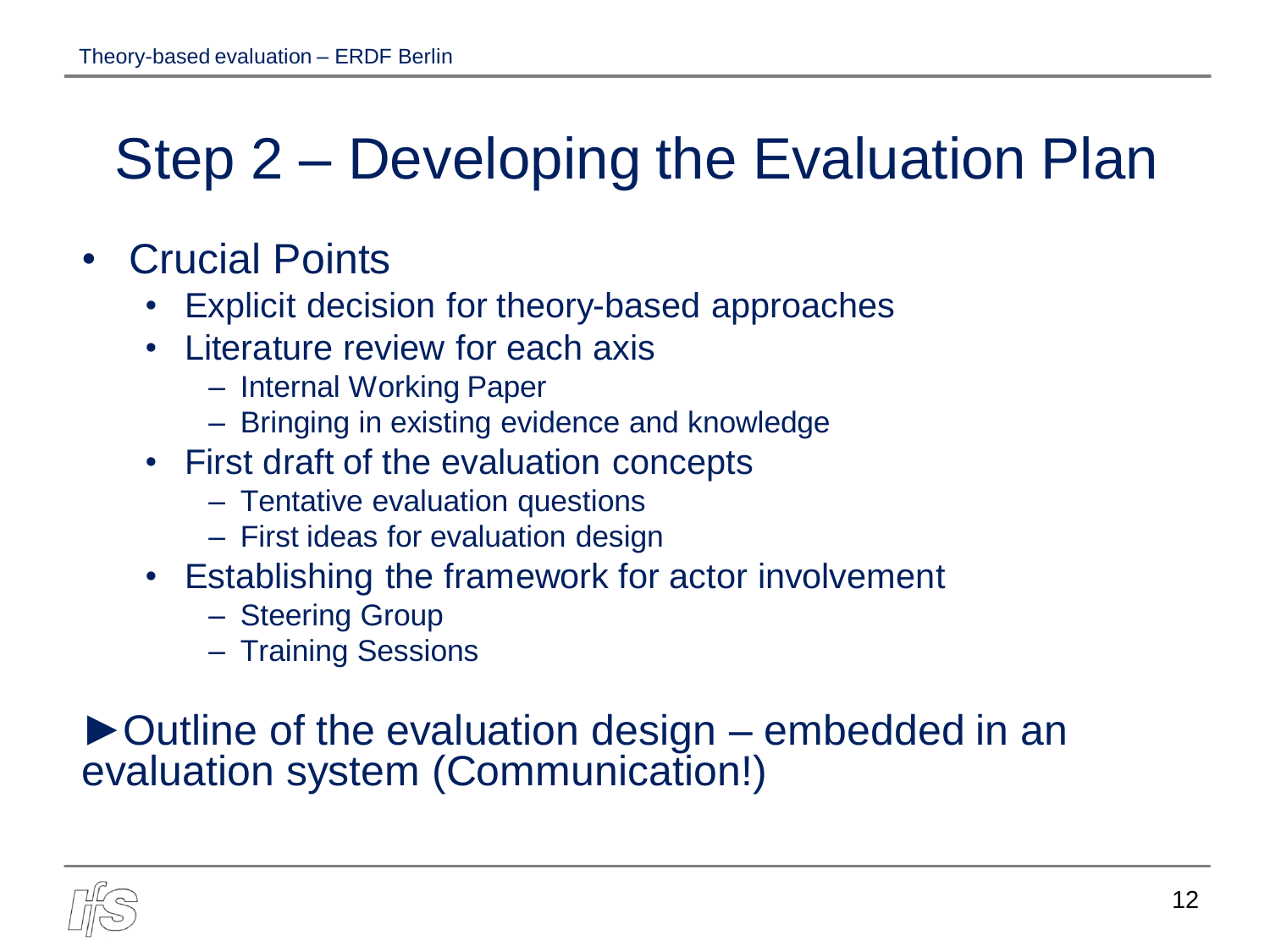# Step 2 – Developing the Evaluation Plan

- Crucial Points
  - Explicit decision for theory-based approaches
  - Literature review for each axis
    - Internal Working Paper
    - Bringing in existing evidence and knowledge
  - First draft of the evaluation concepts
    - Tentative evaluation questions
    - First ideas for evaluation design
  - Establishing the framework for actor involvement
    - Steering Group
    - Training Sessions

►Outline of the evaluation design – embedded in an evaluation system (Communication!)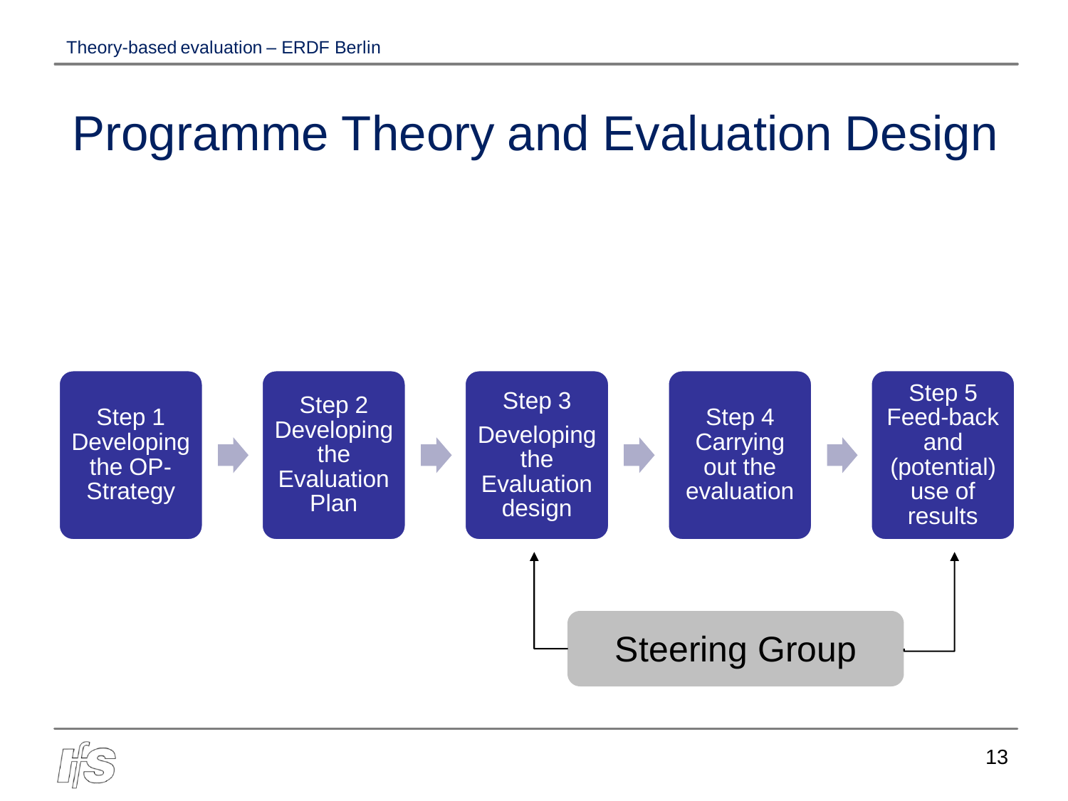# Programme Theory and Evaluation Design

Step 1 Developing the OP-Strategy → Step 2 Developing the Evaluation Plan → Step 3 Developing the Evaluation design → Step 4 Carrying out the evaluation → Step 5 Feed-back and (potential) use of results

Steering Group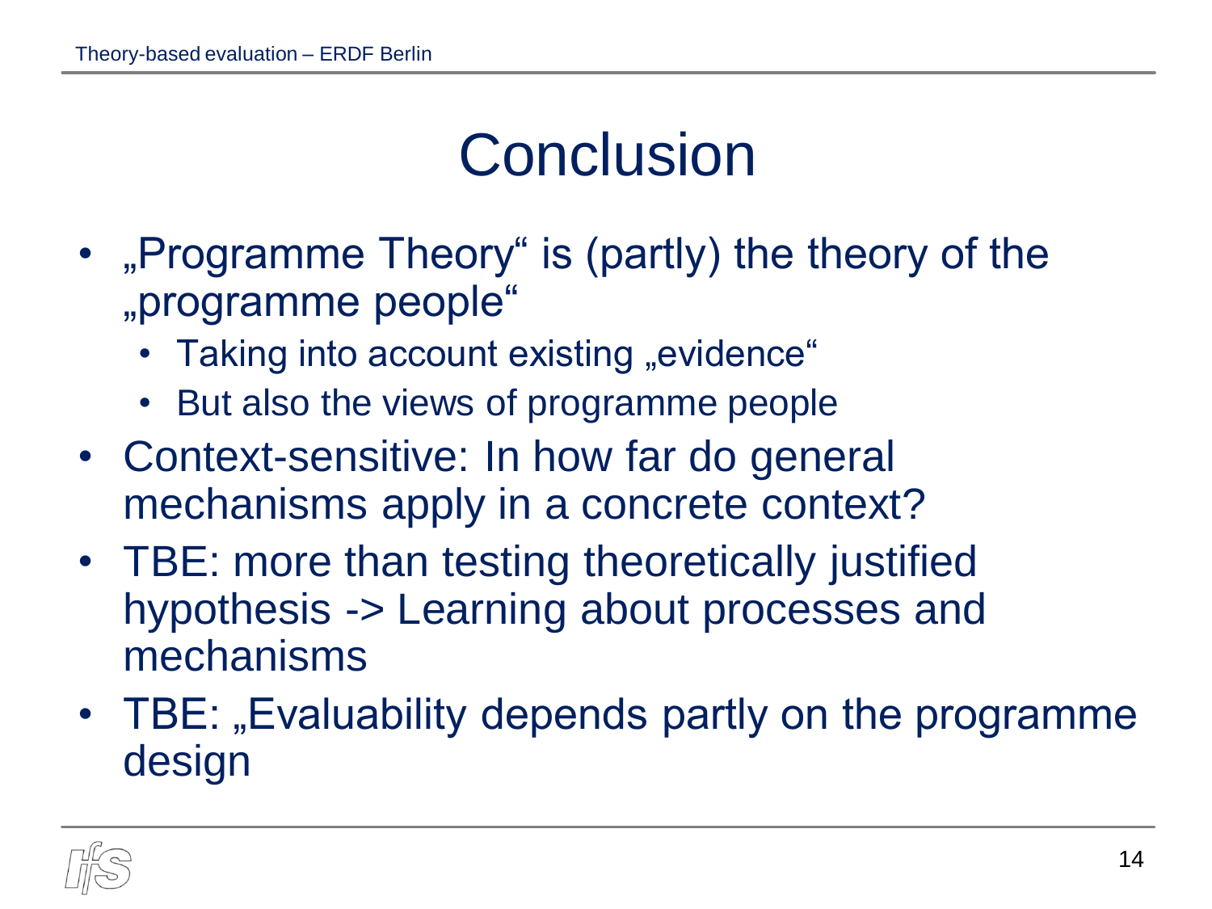# Conclusion

- „Programme Theory" is (partly) the theory of the „programme people"
  - Taking into account existing „evidence"
  - But also the views of programme people
- Context-sensitive: In how far do general mechanisms apply in a concrete context?
- TBE: more than testing theoretically justified hypothesis -> Learning about processes and mechanisms
- TBE: „Evaluability depends partly on the programme design